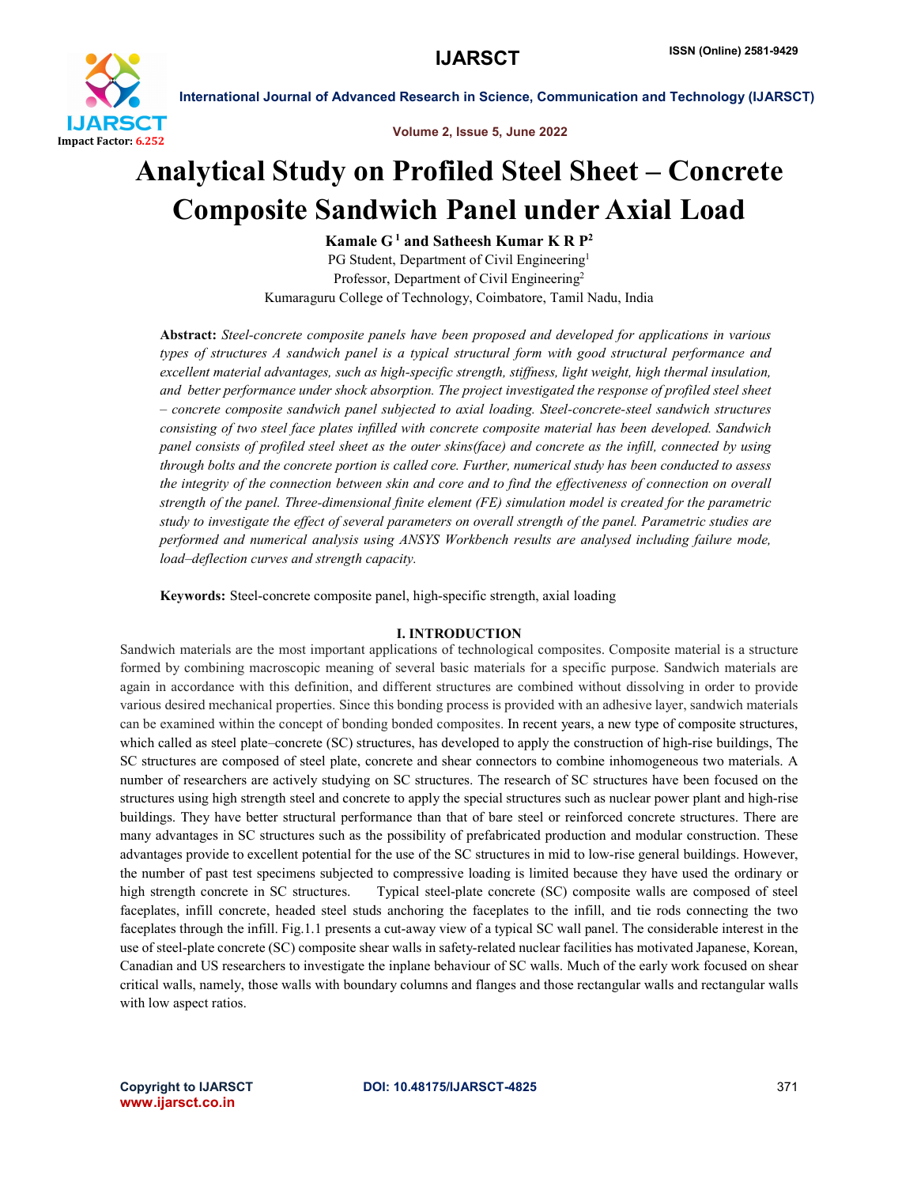# Analytical Study on Profiled Steel Sheet – Concrete Composite Sandwich Panel under Axial Load

**Kamale G [1] and Satheesh Kumar K R P [2]**

PG Student, Department of Civil Engineering[1]

Professor, Department of Civil Engineering[2]

Kumaraguru College of Technology, Coimbatore, Tamil Nadu, India

**Abstract:** *Steel-concrete composite panels have been proposed and developed for applications in various types of structures A sandwich panel is a typical structural form with good structural performance and excellent material advantages, such as high-specific strength, stiffness, light weight, high thermal insulation, and better performance under shock absorption. The project investigated the response of profiled steel sheet – concrete composite sandwich panel subjected to axial loading. Steel-concrete-steel sandwich structures consisting of two steel face plates infilled with concrete composite material has been developed. Sandwich panel consists of profiled steel sheet as the outer skins(face) and concrete as the infill, connected by using through bolts and the concrete portion is called core. Further, numerical study has been conducted to assess the integrity of the connection between skin and core and to find the effectiveness of connection on overall strength of the panel. Three-dimensional finite element (FE) simulation model is created for the parametric study to investigate the effect of several parameters on overall strength of the panel. Parametric studies are performed and numerical analysis using ANSYS Workbench results are analysed including failure mode, load–deflection curves and strength capacity.*

**Keywords:** Steel-concrete composite panel, high-specific strength, axial loading

## I. INTRODUCTION

Sandwich materials are the most important applications of technological composites. Composite material is a structure formed by combining macroscopic meaning of several basic materials for a specific purpose. Sandwich materials are again in accordance with this definition, and different structures are combined without dissolving in order to provide various desired mechanical properties. Since this bonding process is provided with an adhesive layer, sandwich materials can be examined within the concept of bonding bonded composites. In recent years, a new type of composite structures, which called as steel plate–concrete (SC) structures, has developed to apply the construction of high-rise buildings, The SC structures are composed of steel plate, concrete and shear connectors to combine inhomogeneous two materials. A number of researchers are actively studying on SC structures. The research of SC structures have been focused on the structures using high strength steel and concrete to apply the special structures such as nuclear power plant and high-rise buildings. They have better structural performance than that of bare steel or reinforced concrete structures. There are many advantages in SC structures such as the possibility of prefabricated production and modular construction. These advantages provide to excellent potential for the use of the SC structures in mid to low-rise general buildings. However, the number of past test specimens subjected to compressive loading is limited because they have used the ordinary or high strength concrete in SC structures. Typical steel-plate concrete (SC) composite walls are composed of steel faceplates, infill concrete, headed steel studs anchoring the faceplates to the infill, and tie rods connecting the two faceplates through the infill. Fig.1.1 presents a cut-away view of a typical SC wall panel. The considerable interest in the use of steel-plate concrete (SC) composite shear walls in safety-related nuclear facilities has motivated Japanese, Korean, Canadian and US researchers to investigate the inplane behaviour of SC walls. Much of the early work focused on shear critical walls, namely, those walls with boundary columns and flanges and those rectangular walls and rectangular walls with low aspect ratios.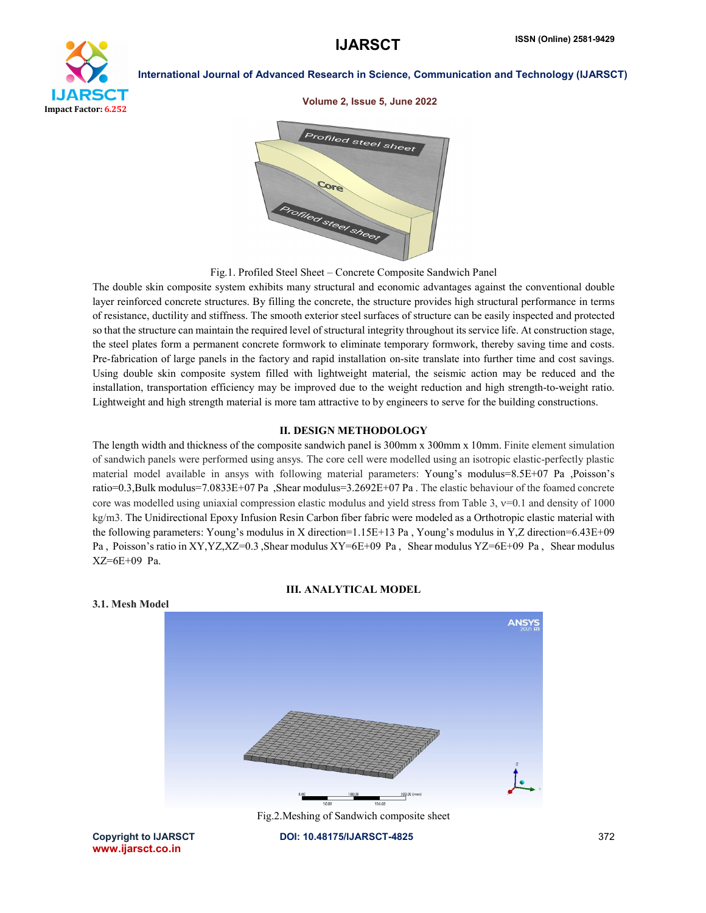Fig.1. Profiled Steel Sheet – Concrete Composite Sandwich Panel

The double skin composite system exhibits many structural and economic advantages against the conventional double layer reinforced concrete structures. By filling the concrete, the structure provides high structural performance in terms of resistance, ductility and stiffness. The smooth exterior steel surfaces of structure can be easily inspected and protected so that the structure can maintain the required level of structural integrity throughout its service life. At construction stage, the steel plates form a permanent concrete formwork to eliminate temporary formwork, thereby saving time and costs. Pre-fabrication of large panels in the factory and rapid installation on-site translate into further time and cost savings. Using double skin composite system filled with lightweight material, the seismic action may be reduced and the installation, transportation efficiency may be improved due to the weight reduction and high strength-to-weight ratio. Lightweight and high strength material is more tam attractive to by engineers to serve for the building constructions.

## II. DESIGN METHODOLOGY

The length width and thickness of the composite sandwich panel is 300mm x 300mm x 10mm. Finite element simulation of sandwich panels were performed using ansys. The core cell were modelled using an isotropic elastic-perfectly plastic material model available in ansys with following material parameters: Young's modulus=8.5E+07 Pa ,Poisson's ratio=0.3,Bulk modulus=7.0833E+07 Pa ,Shear modulus=3.2692E+07 Pa . The elastic behaviour of the foamed concrete core was modelled using uniaxial compression elastic modulus and yield stress from Table 3, $\nu$=0.1 and density of 1000 kg/m3. The Unidirectional Epoxy Infusion Resin Carbon fiber fabric were modeled as a Orthotropic elastic material with the following parameters: Young's modulus in X direction=1.15E+13 Pa , Young's modulus in Y,Z direction=6.43E+09 Pa , Poisson's ratio in XY,YZ,XZ=0.3 ,Shear modulus XY=6E+09 Pa , Shear modulus YZ=6E+09 Pa , Shear modulus XZ=6E+09 Pa.

## III. ANALYTICAL MODEL

### 3.1. Mesh Model

Fig.2.Meshing of Sandwich composite sheet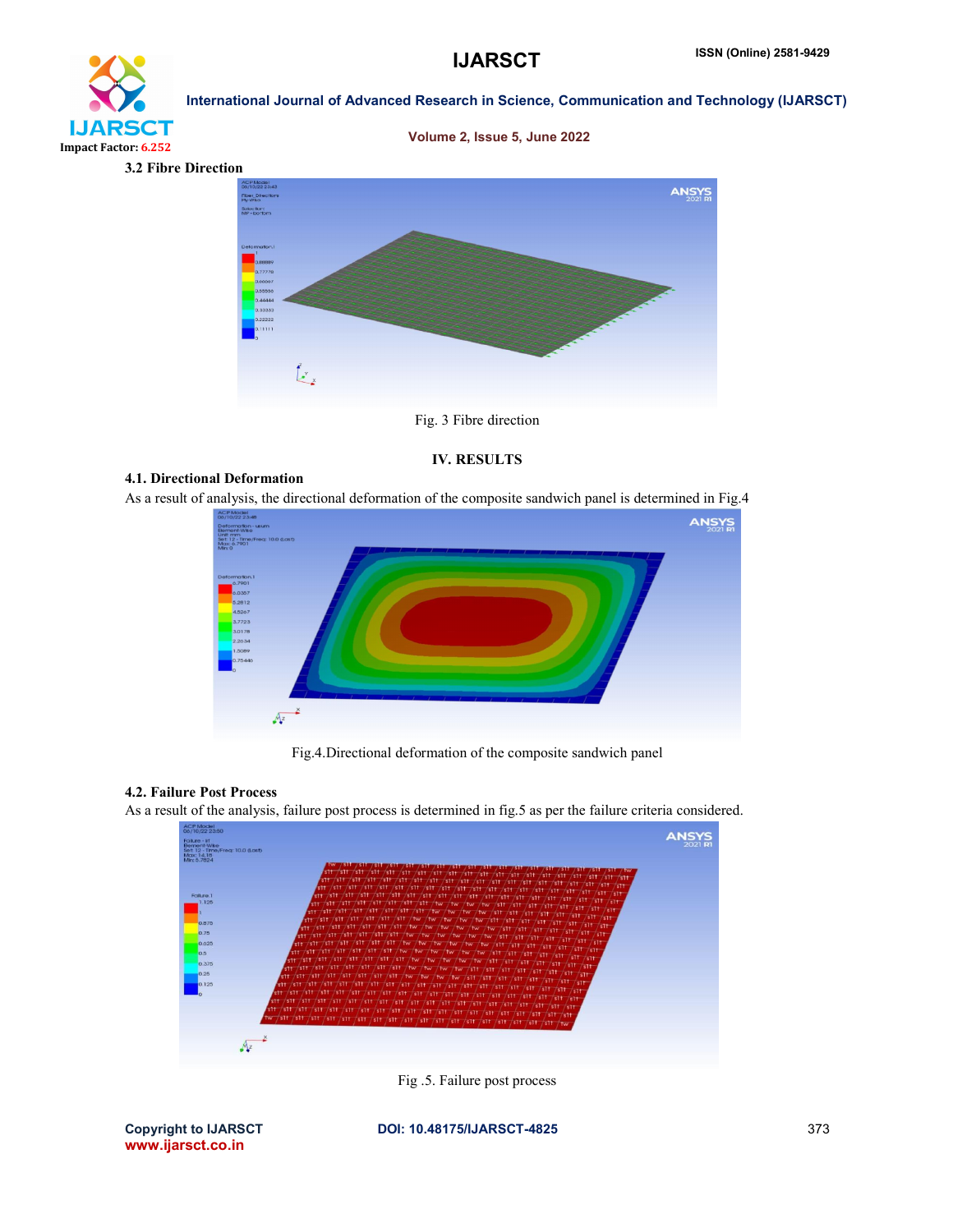### 3.2 Fibre Direction

Fig. 3 Fibre direction

## IV. RESULTS

### 4.1. Directional Deformation

As a result of analysis, the directional deformation of the composite sandwich panel is determined in Fig.4

Fig.4.Directional deformation of the composite sandwich panel

### 4.2. Failure Post Process

As a result of the analysis, failure post process is determined in fig.5 as per the failure criteria considered.

Fig .5. Failure post process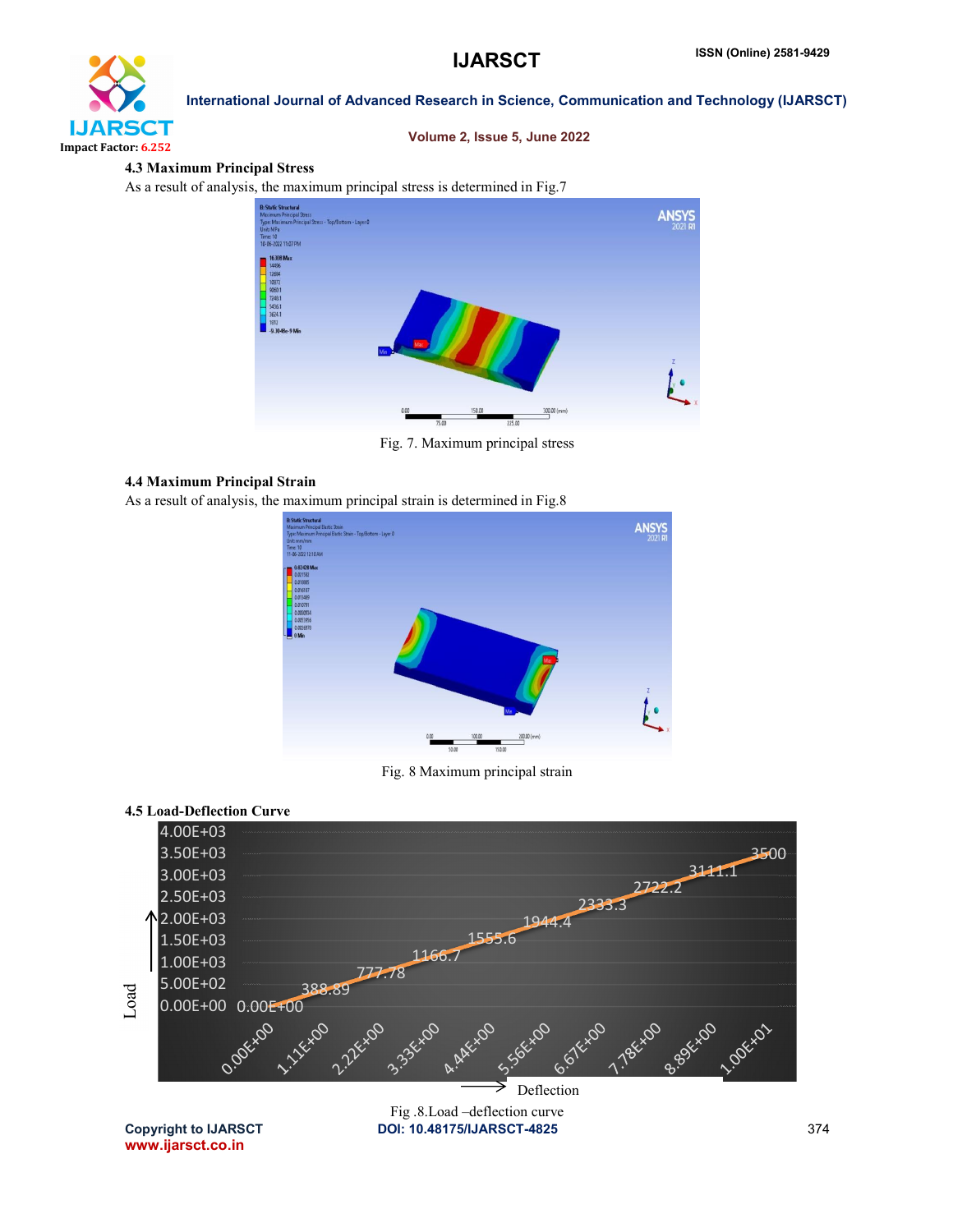### 4.3 Maximum Principal Stress

As a result of analysis, the maximum principal stress is determined in Fig.7

Fig. 7. Maximum principal stress

### 4.4 Maximum Principal Strain

As a result of analysis, the maximum principal strain is determined in Fig.8

Fig. 8 Maximum principal strain

### 4.5 Load-Deflection Curve

Fig .8.Load –deflection curve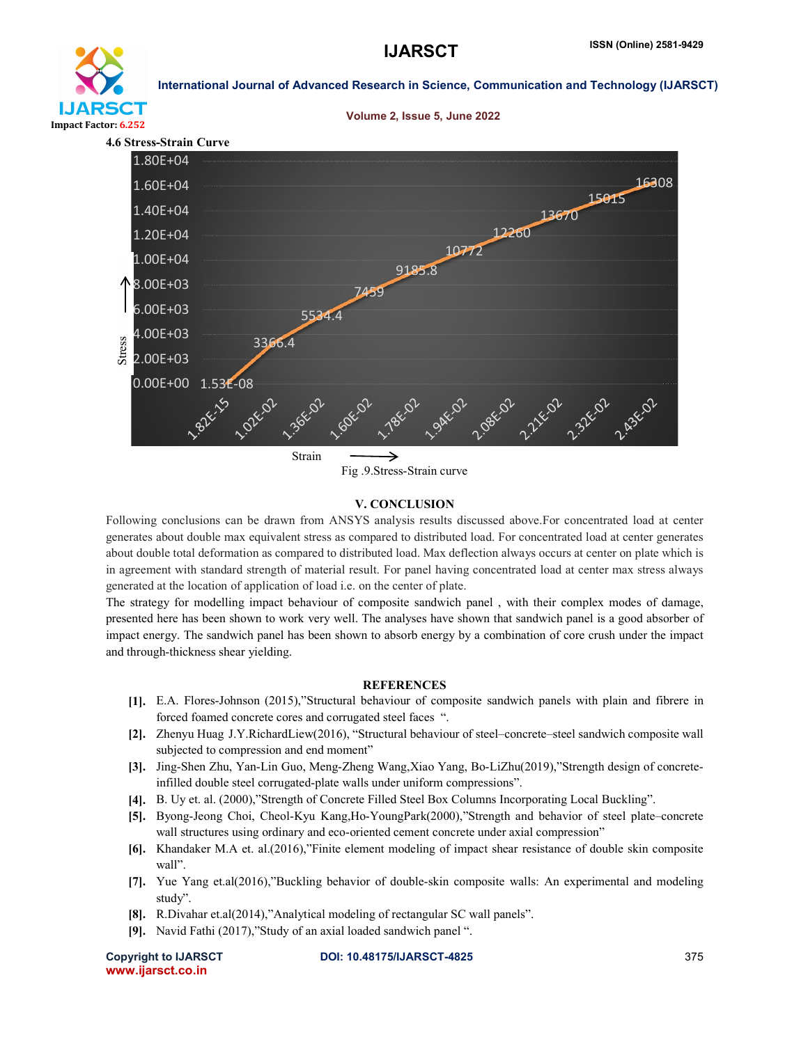### 4.6 Stress-Strain Curve

Fig .9.Stress-Strain curve

## V. CONCLUSION

Following conclusions can be drawn from ANSYS analysis results discussed above.For concentrated load at center generates about double max equivalent stress as compared to distributed load. For concentrated load at center generates about double total deformation as compared to distributed load. Max deflection always occurs at center on plate which is in agreement with standard strength of material result. For panel having concentrated load at center max stress always generated at the location of application of load i.e. on the center of plate.

The strategy for modelling impact behaviour of composite sandwich panel , with their complex modes of damage, presented here has been shown to work very well. The analyses have shown that sandwich panel is a good absorber of impact energy. The sandwich panel has been shown to absorb energy by a combination of core crush under the impact and through-thickness shear yielding.

## REFERENCES

- **[1].** E.A. Flores-Johnson (2015),"Structural behaviour of composite sandwich panels with plain and fibrere in forced foamed concrete cores and corrugated steel faces ".
- **[2].** Zhenyu Huag J.Y.RichardLiew(2016), "Structural behaviour of steel–concrete–steel sandwich composite wall subjected to compression and end moment"
- **[3].** Jing-Shen Zhu, Yan-Lin Guo, Meng-Zheng Wang,Xiao Yang, Bo-LiZhu(2019),"Strength design of concrete-infilled double steel corrugated-plate walls under uniform compressions".
- **[4].** B. Uy et. al. (2000),"Strength of Concrete Filled Steel Box Columns Incorporating Local Buckling".
- **[5].** Byong-Jeong Choi, Cheol-Kyu Kang,Ho-YoungPark(2000),"Strength and behavior of steel plate–concrete wall structures using ordinary and eco-oriented cement concrete under axial compression"
- **[6].** Khandaker M.A et. al.(2016),"Finite element modeling of impact shear resistance of double skin composite wall".
- **[7].** Yue Yang et.al(2016),"Buckling behavior of double-skin composite walls: An experimental and modeling study".
- **[8].** R.Divahar et.al(2014),"Analytical modeling of rectangular SC wall panels".
- **[9].** Navid Fathi (2017),"Study of an axial loaded sandwich panel ".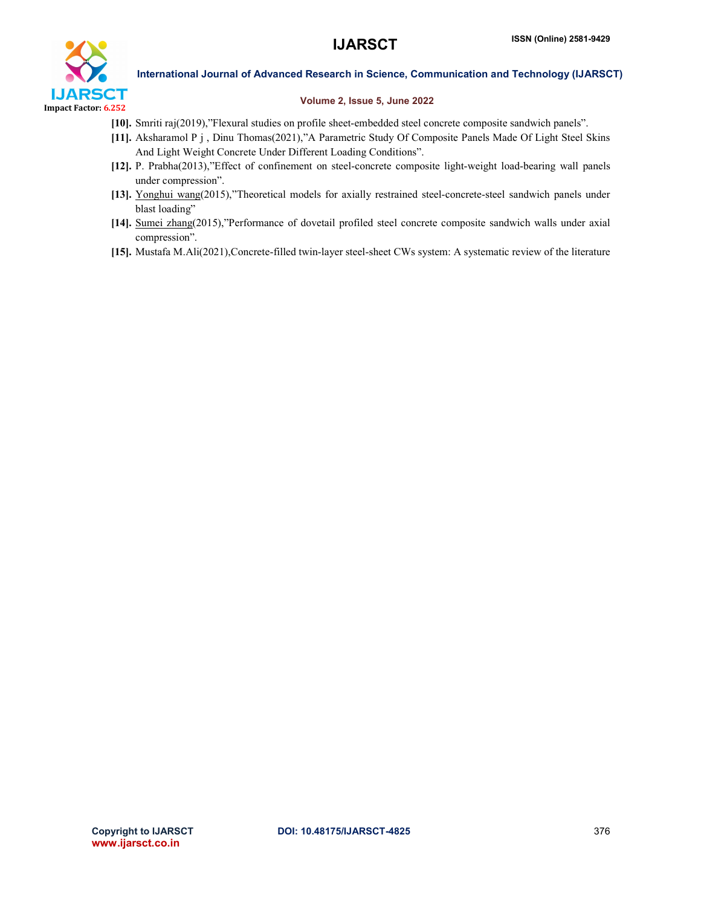**[10].** Smriti raj(2019),"Flexural studies on profile sheet-embedded steel concrete composite sandwich panels".

**[11].** Aksharamol P j , Dinu Thomas(2021),"A Parametric Study Of Composite Panels Made Of Light Steel Skins And Light Weight Concrete Under Different Loading Conditions".

**[12].** P. Prabha(2013),"Effect of confinement on steel-concrete composite light-weight load-bearing wall panels under compression".

**[13].** Yonghui wang(2015),"Theoretical models for axially restrained steel-concrete-steel sandwich panels under blast loading"

**[14].** Sumei zhang(2015),"Performance of dovetail profiled steel concrete composite sandwich walls under axial compression".

**[15].** Mustafa M.Ali(2021),Concrete-filled twin-layer steel-sheet CWs system: A systematic review of the literature